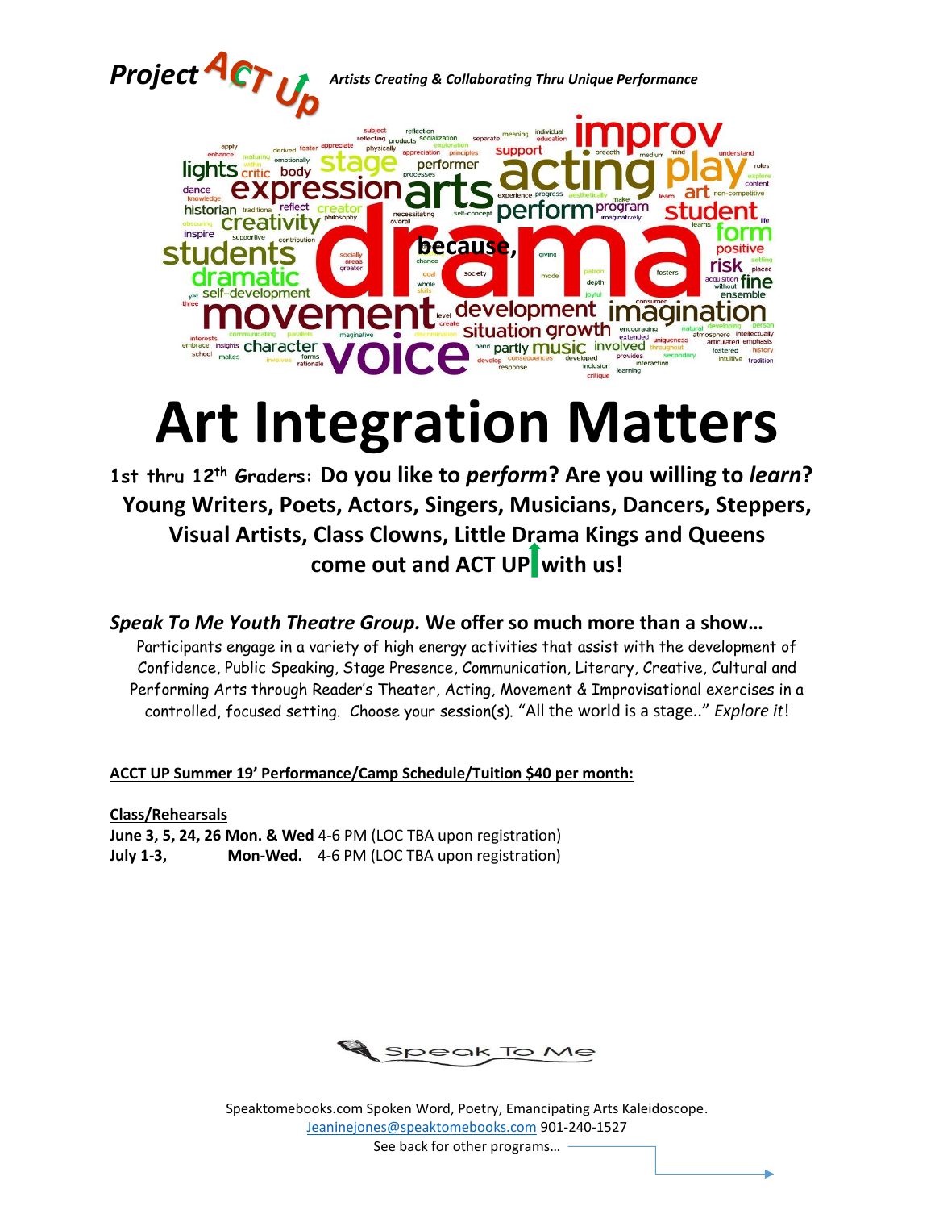**Project ACT Up** *Artists Creating & Collaborating Thru Unique Performance*

# Art Integration Matters

**1st thru 12th Graders: Do you like to *perform*? Are you willing to *learn*?**
**Young Writers, Poets, Actors, Singers, Musicians, Dancers, Steppers, Visual Artists, Class Clowns, Little Drama Kings and Queens come out and ACT UP with us!**

***Speak To Me Youth Theatre Group.* We offer so much more than a show…**

Participants engage in a variety of high energy activities that assist with the development of Confidence, Public Speaking, Stage Presence, Communication, Literary, Creative, Cultural and Performing Arts through Reader's Theater, Acting, Movement & Improvisational exercises in a controlled, focused setting. Choose your session(s). "All the world is a stage.." *Explore it*!

**ACCT UP Summer 19' Performance/Camp Schedule/Tuition $40 per month:**

**Class/Rehearsals**

**June 3, 5, 24, 26 Mon. & Wed** 4-6 PM (LOC TBA upon registration)
**July 1-3, Mon-Wed.** 4-6 PM (LOC TBA upon registration)

Speak To Me

Speaktomebooks.com Spoken Word, Poetry, Emancipating Arts Kaleidoscope.
Jeaninejones@speaktomebooks.com 901-240-1527
See back for other programs…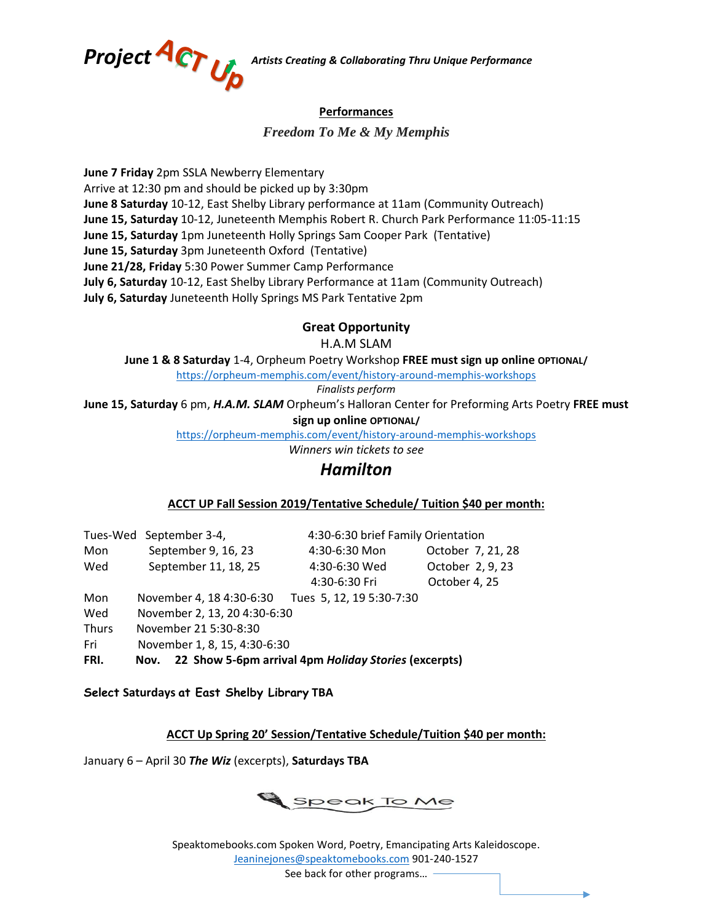**Project ACT Up** *Artists Creating & Collaborating Thru Unique Performance*

## Performances

### *Freedom To Me & My Memphis*

**June 7 Friday** 2pm SSLA Newberry Elementary
Arrive at 12:30 pm and should be picked up by 3:30pm
**June 8 Saturday** 10-12, East Shelby Library performance at 11am (Community Outreach)
**June 15, Saturday** 10-12, Juneteenth Memphis Robert R. Church Park Performance 11:05-11:15
**June 15, Saturday** 1pm Juneteenth Holly Springs Sam Cooper Park (Tentative)
**June 15, Saturday** 3pm Juneteenth Oxford (Tentative)
**June 21/28, Friday** 5:30 Power Summer Camp Performance
**July 6, Saturday** 10-12, East Shelby Library Performance at 11am (Community Outreach)
**July 6, Saturday** Juneteenth Holly Springs MS Park Tentative 2pm

**Great Opportunity**

H.A.M SLAM

**June 1 & 8 Saturday** 1-4, Orpheum Poetry Workshop **FREE must sign up online** OPTIONAL/

https://orpheum-memphis.com/event/history-around-memphis-workshops

*Finalists perform*

**June 15, Saturday** 6 pm, ***H.A.M. SLAM*** Orpheum's Halloran Center for Preforming Arts Poetry **FREE must sign up online** OPTIONAL/

https://orpheum-memphis.com/event/history-around-memphis-workshops

*Winners win tickets to see*

## ***Hamilton***

**ACCT UP Fall Session 2019/Tentative Schedule/ Tuition $40 per month:**

Tues-Wed September 3-4, 4:30-6:30 brief Family Orientation
Mon September 9, 16, 23 4:30-6:30 Mon October 7, 21, 28
Wed September 11, 18, 25 4:30-6:30 Wed October 2, 9, 23
4:30-6:30 Fri October 4, 25
Mon November 4, 18 4:30-6:30 Tues 5, 12, 19 5:30-7:30
Wed November 2, 13, 20 4:30-6:30
Thurs November 21 5:30-8:30
Fri November 1, 8, 15, 4:30-6:30
**FRI. Nov. 22 Show 5-6pm arrival 4pm *Holiday Stories* (excerpts)**

**Select Saturdays at East Shelby Library TBA**

**ACCT Up Spring 20' Session/Tentative Schedule/Tuition $40 per month:**

January 6 – April 30 ***The Wiz*** (excerpts), **Saturdays TBA**

Speak To Me

Speaktomebooks.com Spoken Word, Poetry, Emancipating Arts Kaleidoscope.
Jeaninejones@speaktomebooks.com 901-240-1527
See back for other programs…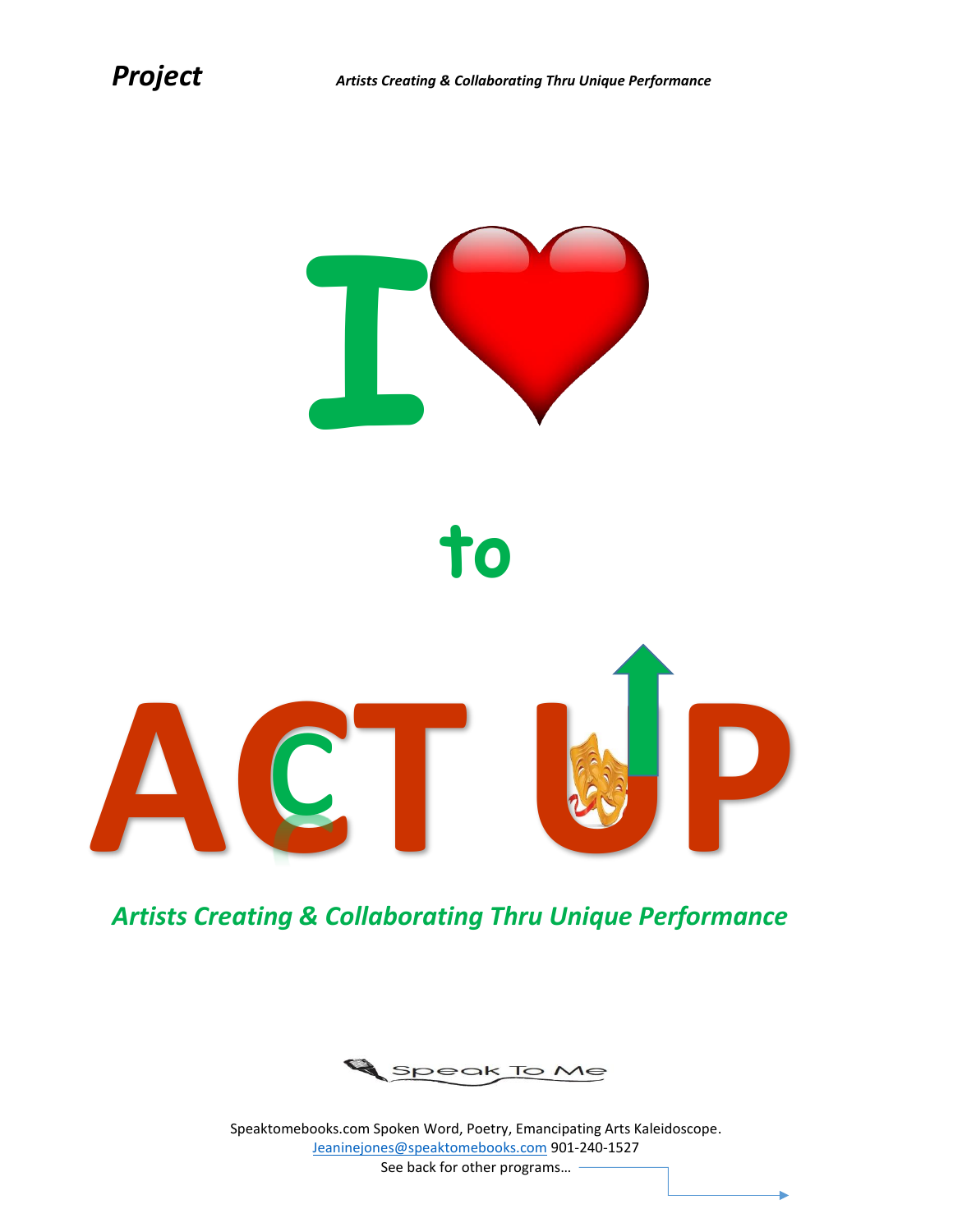***Project*** *Artists Creating & Collaborating Thru Unique Performance*

# I ❤ to ACT UP

***Artists Creating & Collaborating Thru Unique Performance***

Speak To Me

Speaktomebooks.com Spoken Word, Poetry, Emancipating Arts Kaleidoscope.
Jeaninejones@speaktomebooks.com 901-240-1527
See back for other programs…